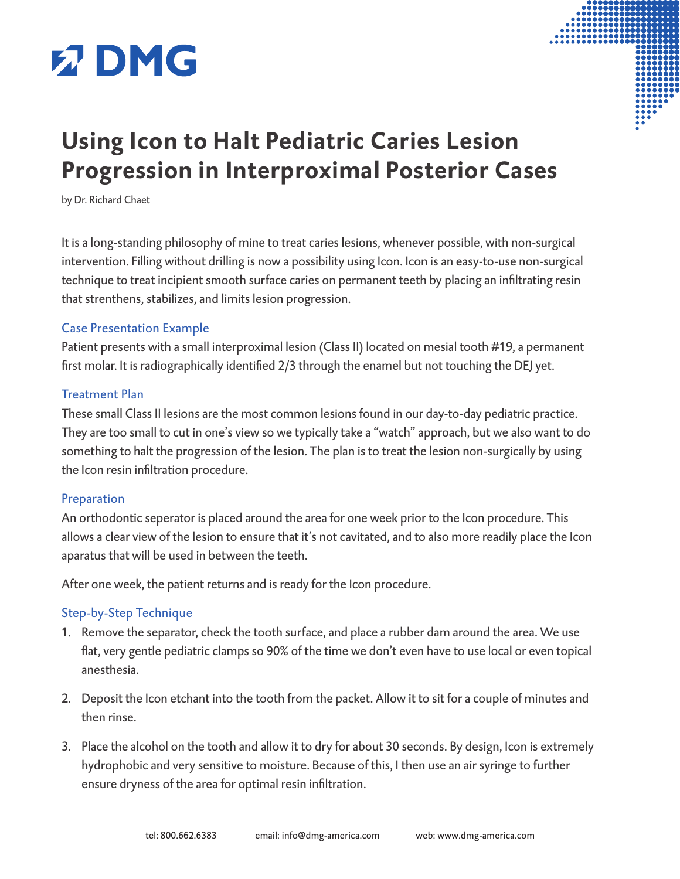DMG

# Using Icon to Halt Pediatric Caries Lesion Progression in Interproximal Posterior Cases

by Dr. Richard Chaet

It is a long-standing philosophy of mine to treat caries lesions, whenever possible, with non-surgical intervention. Filling without drilling is now a possibility using Icon. Icon is an easy-to-use non-surgical technique to treat incipient smooth surface caries on permanent teeth by placing an infiltrating resin that strenthens, stabilizes, and limits lesion progression.

## Case Presentation Example

Patient presents with a small interproximal lesion (Class II) located on mesial tooth #19, a permanent first molar. It is radiographically identified 2/3 through the enamel but not touching the DEJ yet.

## Treatment Plan

These small Class II lesions are the most common lesions found in our day-to-day pediatric practice. They are too small to cut in one's view so we typically take a "watch" approach, but we also want to do something to halt the progression of the lesion. The plan is to treat the lesion non-surgically by using the Icon resin infiltration procedure.

## Preparation

An orthodontic seperator is placed around the area for one week prior to the Icon procedure. This allows a clear view of the lesion to ensure that it's not cavitated, and to also more readily place the Icon aparatus that will be used in between the teeth.

After one week, the patient returns and is ready for the Icon procedure.

## Step-by-Step Technique

1. Remove the separator, check the tooth surface, and place a rubber dam around the area. We use flat, very gentle pediatric clamps so 90% of the time we don't even have to use local or even topical anesthesia.

2. Deposit the Icon etchant into the tooth from the packet. Allow it to sit for a couple of minutes and then rinse.

3. Place the alcohol on the tooth and allow it to dry for about 30 seconds. By design, Icon is extremely hydrophobic and very sensitive to moisture. Because of this, I then use an air syringe to further ensure dryness of the area for optimal resin infiltration.

tel: 800.662.6383    email: info@dmg-america.com    web: www.dmg-america.com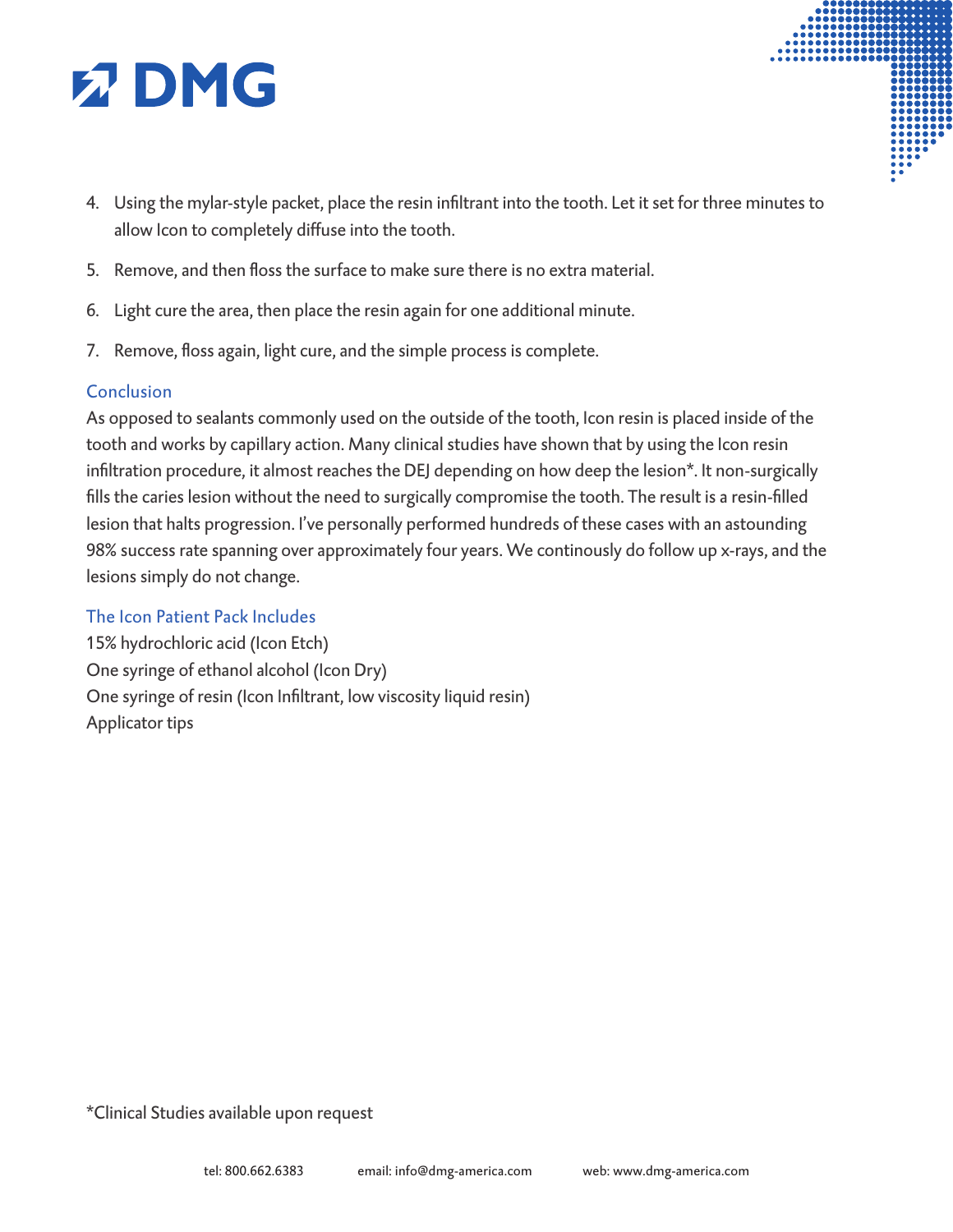4. Using the mylar-style packet, place the resin infiltrant into the tooth. Let it set for three minutes to allow Icon to completely diffuse into the tooth.
5. Remove, and then floss the surface to make sure there is no extra material.
6. Light cure the area, then place the resin again for one additional minute.
7. Remove, floss again, light cure, and the simple process is complete.

## Conclusion

As opposed to sealants commonly used on the outside of the tooth, Icon resin is placed inside of the tooth and works by capillary action. Many clinical studies have shown that by using the Icon resin infiltration procedure, it almost reaches the DEJ depending on how deep the lesion*. It non-surgically fills the caries lesion without the need to surgically compromise the tooth. The result is a resin-filled lesion that halts progression. I've personally performed hundreds of these cases with an astounding 98% success rate spanning over approximately four years. We continously do follow up x-rays, and the lesions simply do not change.

## The Icon Patient Pack Includes

15% hydrochloric acid (Icon Etch)
One syringe of ethanol alcohol (Icon Dry)
One syringe of resin (Icon Infiltrant, low viscosity liquid resin)
Applicator tips

*Clinical Studies available upon request

tel: 800.662.6383 email: info@dmg-america.com web: www.dmg-america.com